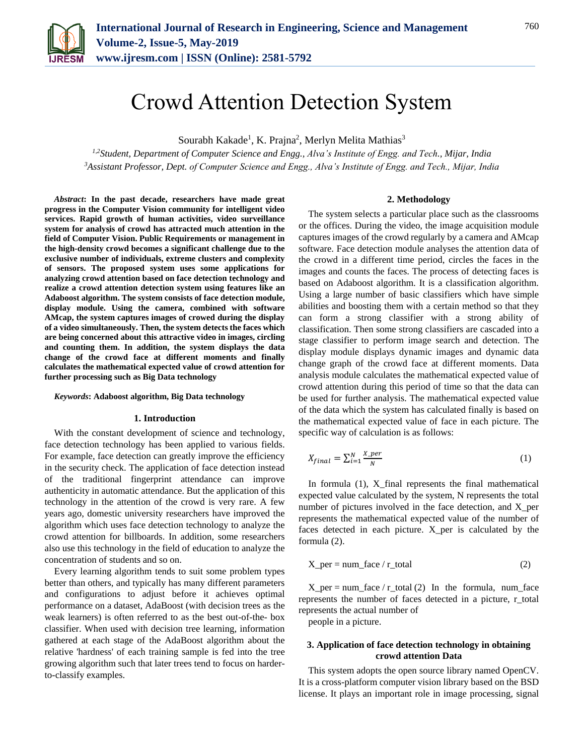# Crowd Attention Detection System

Sourabh Kakade[1], K. Prajna[2], Merlyn Melita Mathias[3]

*[1,2]Student, Department of Computer Science and Engg., Alva's Institute of Engg. and Tech., Mijar, India*
*[3]Assistant Professor, Dept. of Computer Science and Engg., Alva's Institute of Engg. and Tech., Mijar, India*

***Abstract*: In the past decade, researchers have made great progress in the Computer Vision community for intelligent video services. Rapid growth of human activities, video surveillance system for analysis of crowd has attracted much attention in the field of Computer Vision. Public Requirements or management in the high-density crowd becomes a significant challenge due to the exclusive number of individuals, extreme clusters and complexity of sensors. The proposed system uses some applications for analyzing crowd attention based on face detection technology and realize a crowd attention detection system using features like an Adaboost algorithm. The system consists of face detection module, display module. Using the camera, combined with software AMcap, the system captures images of crowed during the display of a video simultaneously. Then, the system detects the faces which are being concerned about this attractive video in images, circling and counting them. In addition, the system displays the data change of the crowd face at different moments and finally calculates the mathematical expected value of crowd attention for further processing such as Big Data technology**

***Keywords*: Adaboost algorithm, Big Data technology**

## 1. Introduction

With the constant development of science and technology, face detection technology has been applied to various fields. For example, face detection can greatly improve the efficiency in the security check. The application of face detection instead of the traditional fingerprint attendance can improve authenticity in automatic attendance. But the application of this technology in the attention of the crowd is very rare. A few years ago, domestic university researchers have improved the algorithm which uses face detection technology to analyze the crowd attention for billboards. In addition, some researchers also use this technology in the field of education to analyze the concentration of students and so on.

Every learning algorithm tends to suit some problem types better than others, and typically has many different parameters and configurations to adjust before it achieves optimal performance on a dataset, AdaBoost (with decision trees as the weak learners) is often referred to as the best out-of-the- box classifier. When used with decision tree learning, information gathered at each stage of the AdaBoost algorithm about the relative 'hardness' of each training sample is fed into the tree growing algorithm such that later trees tend to focus on harder-to-classify examples.

## 2. Methodology

The system selects a particular place such as the classrooms or the offices. During the video, the image acquisition module captures images of the crowd regularly by a camera and AMcap software. Face detection module analyses the attention data of the crowd in a different time period, circles the faces in the images and counts the faces. The process of detecting faces is based on Adaboost algorithm. It is a classification algorithm. Using a large number of basic classifiers which have simple abilities and boosting them with a certain method so that they can form a strong classifier with a strong ability of classification. Then some strong classifiers are cascaded into a stage classifier to perform image search and detection. The display module displays dynamic images and dynamic data change graph of the crowd face at different moments. Data analysis module calculates the mathematical expected value of crowd attention during this period of time so that the data can be used for further analysis. The mathematical expected value of the data which the system has calculated finally is based on the mathematical expected value of face in each picture. The specific way of calculation is as follows:

$$X_{final} = \sum_{i=1}^{N} \frac{X\_per}{N} \tag{1}$$

In formula (1), X_final represents the final mathematical expected value calculated by the system, N represents the total number of pictures involved in the face detection, and X_per represents the mathematical expected value of the number of faces detected in each picture. X_per is calculated by the formula (2).

$$X\_per = num\_face / r\_total \tag{2}$$

X_per = num_face / r_total (2) In the formula, num_face represents the number of faces detected in a picture, r_total represents the actual number of

people in a picture.

## 3. Application of face detection technology in obtaining crowd attention Data

This system adopts the open source library named OpenCV. It is a cross-platform computer vision library based on the BSD license. It plays an important role in image processing, signal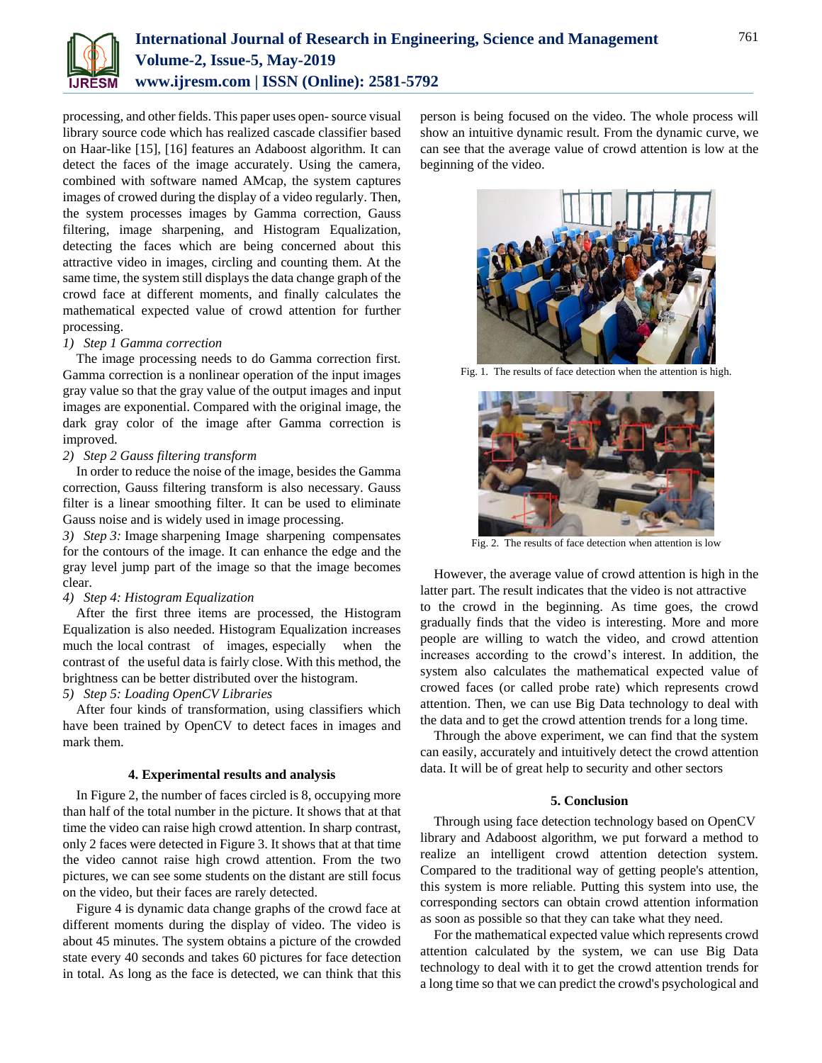processing, and other fields. This paper uses open- source visual library source code which has realized cascade classifier based on Haar-like [15], [16] features an Adaboost algorithm. It can detect the faces of the image accurately. Using the camera, combined with software named AMcap, the system captures images of crowed during the display of a video regularly. Then, the system processes images by Gamma correction, Gauss filtering, image sharpening, and Histogram Equalization, detecting the faces which are being concerned about this attractive video in images, circling and counting them. At the same time, the system still displays the data change graph of the crowd face at different moments, and finally calculates the mathematical expected value of crowd attention for further processing.

*1) Step 1 Gamma correction*

The image processing needs to do Gamma correction first. Gamma correction is a nonlinear operation of the input images gray value so that the gray value of the output images and input images are exponential. Compared with the original image, the dark gray color of the image after Gamma correction is improved.

*2) Step 2 Gauss filtering transform*

In order to reduce the noise of the image, besides the Gamma correction, Gauss filtering transform is also necessary. Gauss filter is a linear smoothing filter. It can be used to eliminate Gauss noise and is widely used in image processing.

*3) Step 3:* Image sharpening Image sharpening compensates for the contours of the image. It can enhance the edge and the gray level jump part of the image so that the image becomes clear.

*4) Step 4: Histogram Equalization*

After the first three items are processed, the Histogram Equalization is also needed. Histogram Equalization increases much the local contrast of images, especially when the contrast of the useful data is fairly close. With this method, the brightness can be better distributed over the histogram.

*5) Step 5: Loading OpenCV Libraries*

After four kinds of transformation, using classifiers which have been trained by OpenCV to detect faces in images and mark them.

## 4. Experimental results and analysis

In Figure 2, the number of faces circled is 8, occupying more than half of the total number in the picture. It shows that at that time the video can raise high crowd attention. In sharp contrast, only 2 faces were detected in Figure 3. It shows that at that time the video cannot raise high crowd attention. From the two pictures, we can see some students on the distant are still focus on the video, but their faces are rarely detected.

Figure 4 is dynamic data change graphs of the crowd face at different moments during the display of video. The video is about 45 minutes. The system obtains a picture of the crowded state every 40 seconds and takes 60 pictures for face detection in total. As long as the face is detected, we can think that this person is being focused on the video. The whole process will show an intuitive dynamic result. From the dynamic curve, we can see that the average value of crowd attention is low at the beginning of the video.

Fig. 1. The results of face detection when the attention is high.

Fig. 2. The results of face detection when attention is low

However, the average value of crowd attention is high in the latter part. The result indicates that the video is not attractive to the crowd in the beginning. As time goes, the crowd gradually finds that the video is interesting. More and more people are willing to watch the video, and crowd attention increases according to the crowd's interest. In addition, the system also calculates the mathematical expected value of crowed faces (or called probe rate) which represents crowd attention. Then, we can use Big Data technology to deal with the data and to get the crowd attention trends for a long time.

Through the above experiment, we can find that the system can easily, accurately and intuitively detect the crowd attention data. It will be of great help to security and other sectors

## 5. Conclusion

Through using face detection technology based on OpenCV library and Adaboost algorithm, we put forward a method to realize an intelligent crowd attention detection system. Compared to the traditional way of getting people's attention, this system is more reliable. Putting this system into use, the corresponding sectors can obtain crowd attention information as soon as possible so that they can take what they need.

For the mathematical expected value which represents crowd attention calculated by the system, we can use Big Data technology to deal with it to get the crowd attention trends for a long time so that we can predict the crowd's psychological and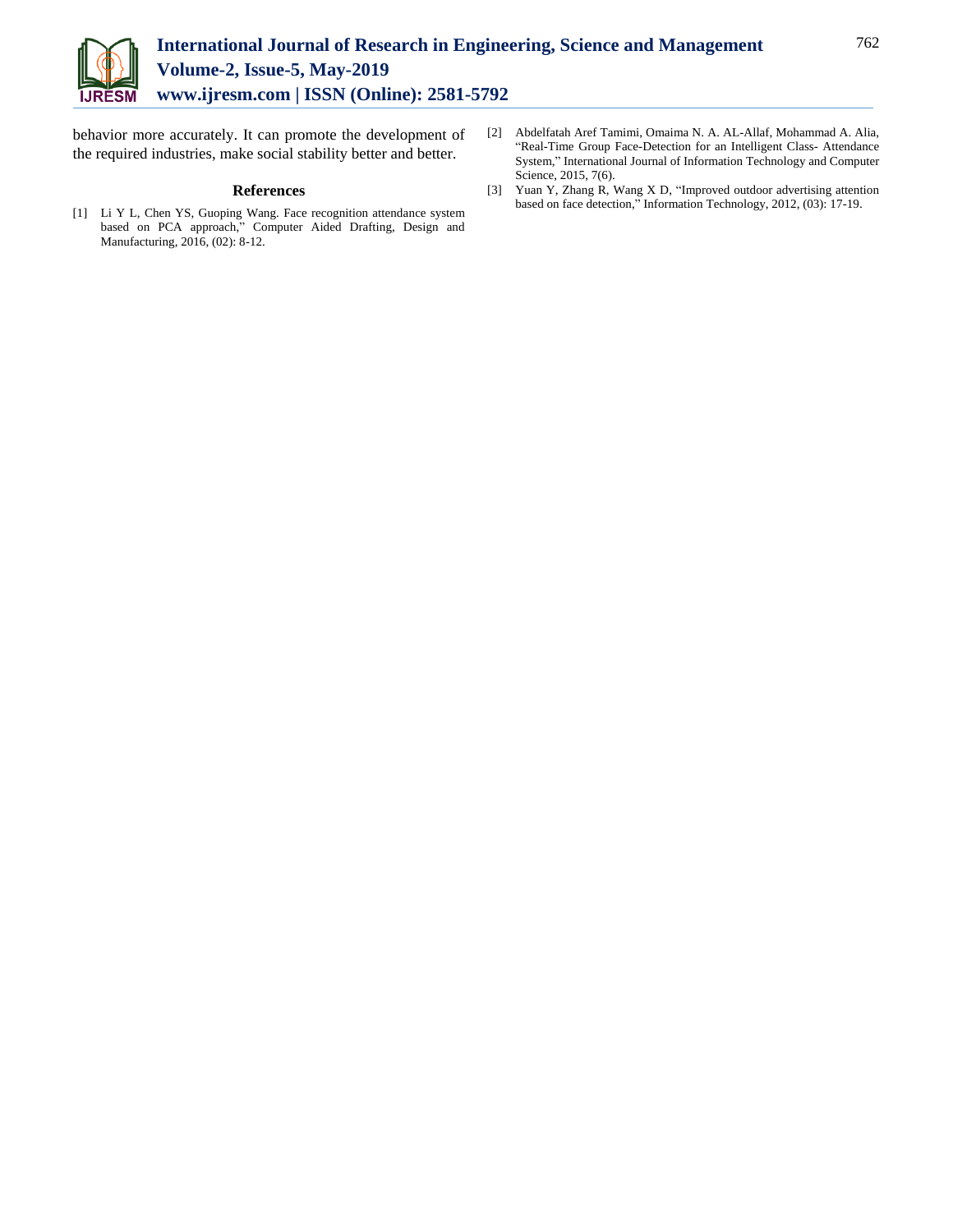behavior more accurately. It can promote the development of the required industries, make social stability better and better.

## References

[1] Li Y L, Chen YS, Guoping Wang. Face recognition attendance system based on PCA approach," Computer Aided Drafting, Design and Manufacturing, 2016, (02): 8-12.

[2] Abdelfatah Aref Tamimi, Omaima N. A. AL-Allaf, Mohammad A. Alia, "Real-Time Group Face-Detection for an Intelligent Class- Attendance System," International Journal of Information Technology and Computer Science, 2015, 7(6).

[3] Yuan Y, Zhang R, Wang X D, "Improved outdoor advertising attention based on face detection," Information Technology, 2012, (03): 17-19.